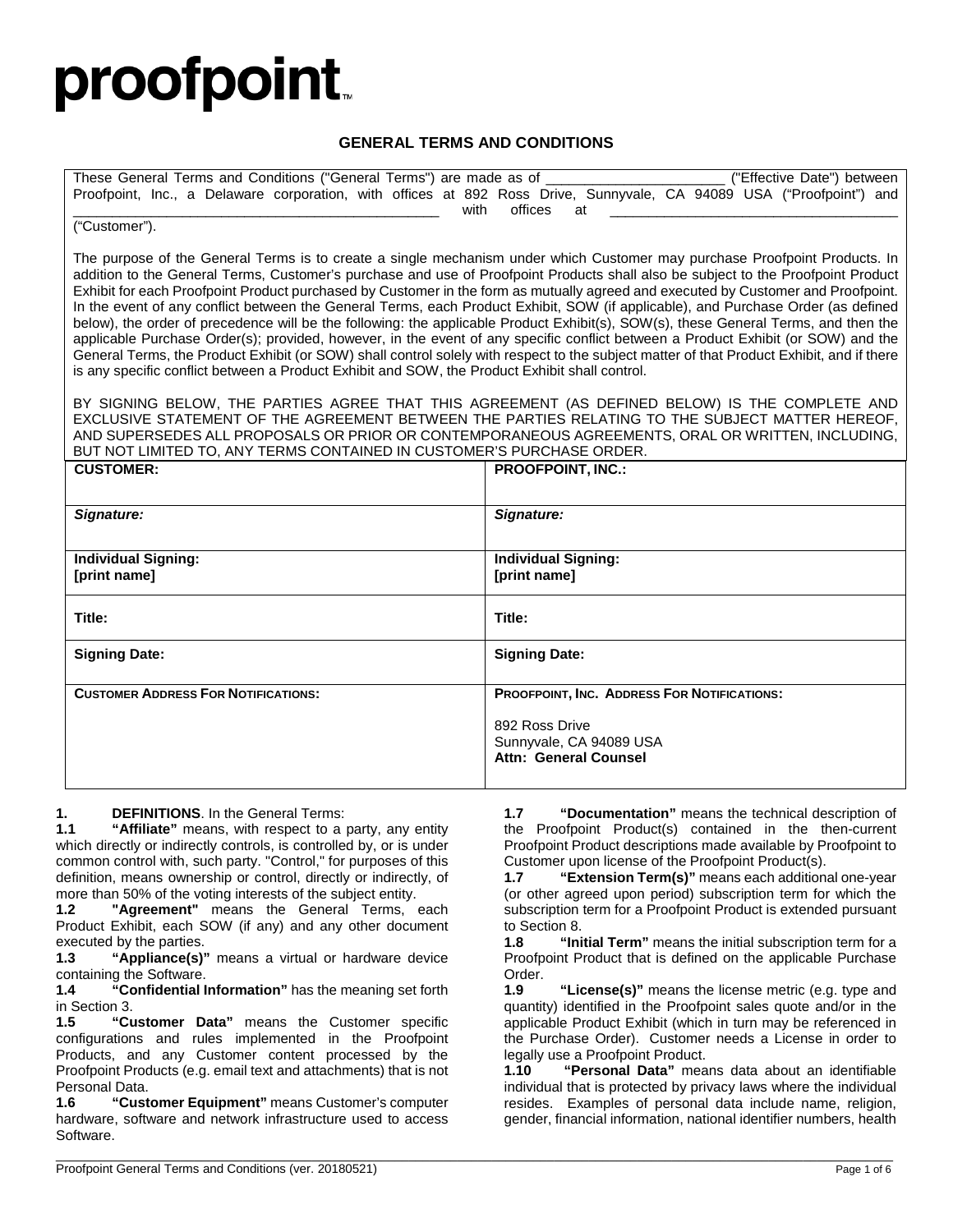# proofpoint

## GENERAL TERMS AND CONDITIONS

These General Terms and Conditions ("General Terms") are made as of \_\_\_\_\_\_\_\_\_\_\_\_\_\_\_\_\_\_\_\_\_\_ ("Effective Date") between Proofpoint, Inc., a Delaware corporation, with offices at 892 Ross Drive, Sunnyvale, CA 94089 USA ("Proofpoint") and \_\_\_\_\_\_\_\_\_\_\_\_\_\_\_\_\_\_\_\_\_\_\_\_\_\_\_\_\_\_\_\_\_\_\_\_\_\_\_\_\_\_\_\_\_\_ with offices at \_\_\_\_\_\_\_\_\_\_\_\_\_\_\_\_\_\_\_\_\_\_\_\_\_\_\_\_\_\_\_\_\_\_\_\_\_\_ ("Customer").

The purpose of the General Terms is to create a single mechanism under which Customer may purchase Proofpoint Products. In addition to the General Terms, Customer's purchase and use of Proofpoint Products shall also be subject to the Proofpoint Product Exhibit for each Proofpoint Product purchased by Customer in the form as mutually agreed and executed by Customer and Proofpoint. In the event of any conflict between the General Terms, each Product Exhibit, SOW (if applicable), and Purchase Order (as defined below), the order of precedence will be the following: the applicable Product Exhibit(s), SOW(s), these General Terms, and then the applicable Purchase Order(s); provided, however, in the event of any specific conflict between a Product Exhibit (or SOW) and the General Terms, the Product Exhibit (or SOW) shall control solely with respect to the subject matter of that Product Exhibit, and if there is any specific conflict between a Product Exhibit and SOW, the Product Exhibit shall control.

BY SIGNING BELOW, THE PARTIES AGREE THAT THIS AGREEMENT (AS DEFINED BELOW) IS THE COMPLETE AND EXCLUSIVE STATEMENT OF THE AGREEMENT BETWEEN THE PARTIES RELATING TO THE SUBJECT MATTER HEREOF, AND SUPERSEDES ALL PROPOSALS OR PRIOR OR CONTEMPORANEOUS AGREEMENTS, ORAL OR WRITTEN, INCLUDING, BUT NOT LIMITED TO, ANY TERMS CONTAINED IN CUSTOMER'S PURCHASE ORDER.

| **CUSTOMER:** | **PROOFPOINT, INC.:** |
|---|---|
| ***Signature:*** | ***Signature:*** |
| **Individual Signing: [print name]** | **Individual Signing: [print name]** |
| **Title:** | **Title:** |
| **Signing Date:** | **Signing Date:** |
| **CUSTOMER ADDRESS FOR NOTIFICATIONS:** | **PROOFPOINT, INC. ADDRESS FOR NOTIFICATIONS:**<br>892 Ross Drive<br>Sunnyvale, CA 94089 USA<br>**Attn: General Counsel** |

**1. DEFINITIONS**. In the General Terms:

**1.1 "Affiliate"** means, with respect to a party, any entity which directly or indirectly controls, is controlled by, or is under common control with, such party. "Control," for purposes of this definition, means ownership or control, directly or indirectly, of more than 50% of the voting interests of the subject entity.

**1.2 "Agreement"** means the General Terms, each Product Exhibit, each SOW (if any) and any other document executed by the parties.

**1.3 "Appliance(s)"** means a virtual or hardware device containing the Software.

**1.4 "Confidential Information"** has the meaning set forth in Section 3.

**1.5 "Customer Data"** means the Customer specific configurations and rules implemented in the Proofpoint Products, and any Customer content processed by the Proofpoint Products (e.g. email text and attachments) that is not Personal Data.

**1.6 "Customer Equipment"** means Customer's computer hardware, software and network infrastructure used to access Software.

**1.7 "Documentation"** means the technical description of the Proofpoint Product(s) contained in the then-current Proofpoint Product descriptions made available by Proofpoint to Customer upon license of the Proofpoint Product(s).

**1.7 "Extension Term(s)"** means each additional one-year (or other agreed upon period) subscription term for which the subscription term for a Proofpoint Product is extended pursuant to Section 8.

**1.8 "Initial Term"** means the initial subscription term for a Proofpoint Product that is defined on the applicable Purchase Order.

**1.9 "License(s)"** means the license metric (e.g. type and quantity) identified in the Proofpoint sales quote and/or in the applicable Product Exhibit (which in turn may be referenced in the Purchase Order). Customer needs a License in order to legally use a Proofpoint Product.

**1.10 "Personal Data"** means data about an identifiable individual that is protected by privacy laws where the individual resides. Examples of personal data include name, religion, gender, financial information, national identifier numbers, health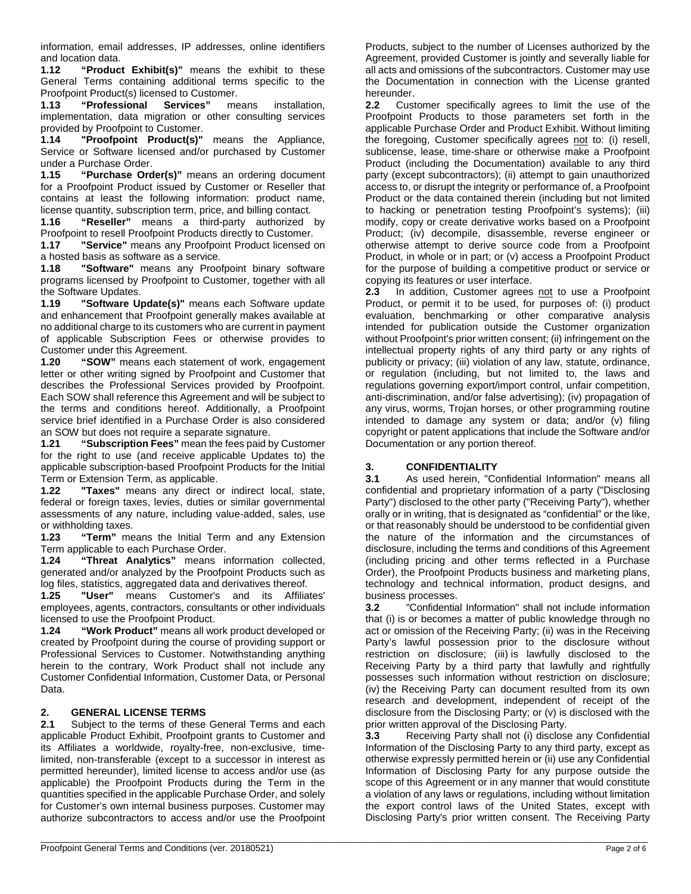information, email addresses, IP addresses, online identifiers and location data.

**1.12 "Product Exhibit(s)"** means the exhibit to these General Terms containing additional terms specific to the Proofpoint Product(s) licensed to Customer.

**1.13 "Professional Services"** means installation, implementation, data migration or other consulting services provided by Proofpoint to Customer.

**1.14 "Proofpoint Product(s)"** means the Appliance, Service or Software licensed and/or purchased by Customer under a Purchase Order.

**1.15 "Purchase Order(s)"** means an ordering document for a Proofpoint Product issued by Customer or Reseller that contains at least the following information: product name, license quantity, subscription term, price, and billing contact.

**1.16 "Reseller"** means a third-party authorized by Proofpoint to resell Proofpoint Products directly to Customer.

**1.17 "Service"** means any Proofpoint Product licensed on a hosted basis as software as a service.

**1.18 "Software"** means any Proofpoint binary software programs licensed by Proofpoint to Customer, together with all the Software Updates.

**1.19 "Software Update(s)"** means each Software update and enhancement that Proofpoint generally makes available at no additional charge to its customers who are current in payment of applicable Subscription Fees or otherwise provides to Customer under this Agreement.

**1.20 "SOW"** means each statement of work, engagement letter or other writing signed by Proofpoint and Customer that describes the Professional Services provided by Proofpoint. Each SOW shall reference this Agreement and will be subject to the terms and conditions hereof. Additionally, a Proofpoint service brief identified in a Purchase Order is also considered an SOW but does not require a separate signature.

**1.21 "Subscription Fees"** mean the fees paid by Customer for the right to use (and receive applicable Updates to) the applicable subscription-based Proofpoint Products for the Initial Term or Extension Term, as applicable.

**1.22 "Taxes"** means any direct or indirect local, state, federal or foreign taxes, levies, duties or similar governmental assessments of any nature, including value-added, sales, use or withholding taxes.

**1.23 "Term"** means the Initial Term and any Extension Term applicable to each Purchase Order.

**1.24 "Threat Analytics"** means information collected, generated and/or analyzed by the Proofpoint Products such as log files, statistics, aggregated data and derivatives thereof.

**1.25 "User"** means Customer's and its Affiliates' employees, agents, contractors, consultants or other individuals licensed to use the Proofpoint Product.

**1.24 "Work Product"** means all work product developed or created by Proofpoint during the course of providing support or Professional Services to Customer. Notwithstanding anything herein to the contrary, Work Product shall not include any Customer Confidential Information, Customer Data, or Personal Data.

## 2. GENERAL LICENSE TERMS

**2.1** Subject to the terms of these General Terms and each applicable Product Exhibit, Proofpoint grants to Customer and its Affiliates a worldwide, royalty-free, non-exclusive, time-limited, non-transferable (except to a successor in interest as permitted hereunder), limited license to access and/or use (as applicable) the Proofpoint Products during the Term in the quantities specified in the applicable Purchase Order, and solely for Customer's own internal business purposes. Customer may authorize subcontractors to access and/or use the Proofpoint Products, subject to the number of Licenses authorized by the Agreement, provided Customer is jointly and severally liable for all acts and omissions of the subcontractors. Customer may use the Documentation in connection with the License granted hereunder.

**2.2** Customer specifically agrees to limit the use of the Proofpoint Products to those parameters set forth in the applicable Purchase Order and Product Exhibit. Without limiting the foregoing, Customer specifically agrees not to: (i) resell, sublicense, lease, time-share or otherwise make a Proofpoint Product (including the Documentation) available to any third party (except subcontractors); (ii) attempt to gain unauthorized access to, or disrupt the integrity or performance of, a Proofpoint Product or the data contained therein (including but not limited to hacking or penetration testing Proofpoint's systems); (iii) modify, copy or create derivative works based on a Proofpoint Product; (iv) decompile, disassemble, reverse engineer or otherwise attempt to derive source code from a Proofpoint Product, in whole or in part; or (v) access a Proofpoint Product for the purpose of building a competitive product or service or copying its features or user interface.

**2.3** In addition, Customer agrees not to use a Proofpoint Product, or permit it to be used, for purposes of: (i) product evaluation, benchmarking or other comparative analysis intended for publication outside the Customer organization without Proofpoint's prior written consent; (ii) infringement on the intellectual property rights of any third party or any rights of publicity or privacy; (iii) violation of any law, statute, ordinance, or regulation (including, but not limited to, the laws and regulations governing export/import control, unfair competition, anti-discrimination, and/or false advertising); (iv) propagation of any virus, worms, Trojan horses, or other programming routine intended to damage any system or data; and/or (v) filing copyright or patent applications that include the Software and/or Documentation or any portion thereof.

## 3. CONFIDENTIALITY

**3.1** As used herein, "Confidential Information" means all confidential and proprietary information of a party ("Disclosing Party") disclosed to the other party ("Receiving Party"), whether orally or in writing, that is designated as "confidential" or the like, or that reasonably should be understood to be confidential given the nature of the information and the circumstances of disclosure, including the terms and conditions of this Agreement (including pricing and other terms reflected in a Purchase Order), the Proofpoint Products business and marketing plans, technology and technical information, product designs, and business processes.

**3.2** "Confidential Information" shall not include information that (i) is or becomes a matter of public knowledge through no act or omission of the Receiving Party; (ii) was in the Receiving Party's lawful possession prior to the disclosure without restriction on disclosure; (iii) is lawfully disclosed to the Receiving Party by a third party that lawfully and rightfully possesses such information without restriction on disclosure; (iv) the Receiving Party can document resulted from its own research and development, independent of receipt of the disclosure from the Disclosing Party; or (v) is disclosed with the prior written approval of the Disclosing Party.

**3.3** Receiving Party shall not (i) disclose any Confidential Information of the Disclosing Party to any third party, except as otherwise expressly permitted herein or (ii) use any Confidential Information of Disclosing Party for any purpose outside the scope of this Agreement or in any manner that would constitute a violation of any laws or regulations, including without limitation the export control laws of the United States, except with Disclosing Party's prior written consent. The Receiving Party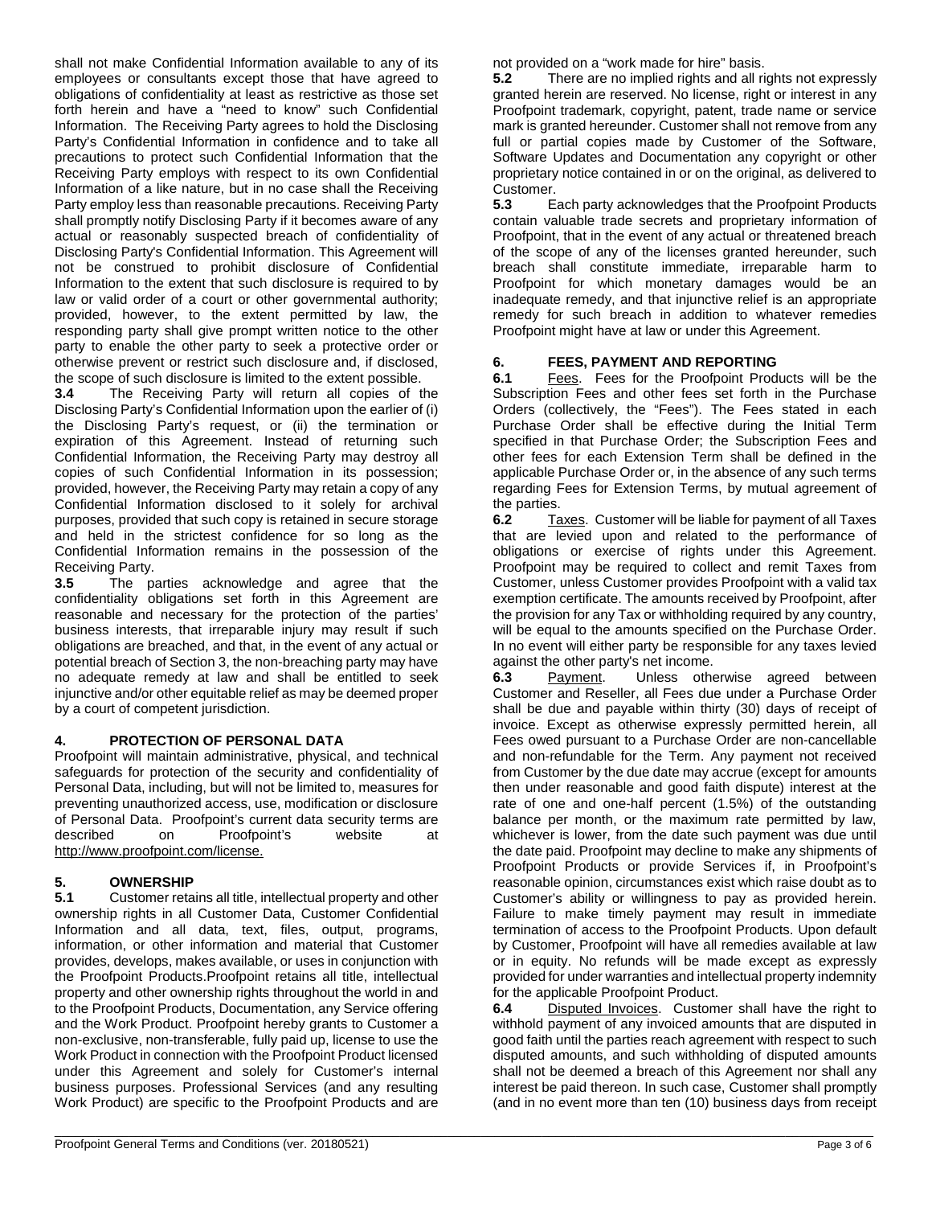shall not make Confidential Information available to any of its employees or consultants except those that have agreed to obligations of confidentiality at least as restrictive as those set forth herein and have a "need to know" such Confidential Information. The Receiving Party agrees to hold the Disclosing Party's Confidential Information in confidence and to take all precautions to protect such Confidential Information that the Receiving Party employs with respect to its own Confidential Information of a like nature, but in no case shall the Receiving Party employ less than reasonable precautions. Receiving Party shall promptly notify Disclosing Party if it becomes aware of any actual or reasonably suspected breach of confidentiality of Disclosing Party's Confidential Information. This Agreement will not be construed to prohibit disclosure of Confidential Information to the extent that such disclosure is required to by law or valid order of a court or other governmental authority; provided, however, to the extent permitted by law, the responding party shall give prompt written notice to the other party to enable the other party to seek a protective order or otherwise prevent or restrict such disclosure and, if disclosed, the scope of such disclosure is limited to the extent possible.

**3.4** The Receiving Party will return all copies of the Disclosing Party's Confidential Information upon the earlier of (i) the Disclosing Party's request, or (ii) the termination or expiration of this Agreement. Instead of returning such Confidential Information, the Receiving Party may destroy all copies of such Confidential Information in its possession; provided, however, the Receiving Party may retain a copy of any Confidential Information disclosed to it solely for archival purposes, provided that such copy is retained in secure storage and held in the strictest confidence for so long as the Confidential Information remains in the possession of the Receiving Party.

**3.5** The parties acknowledge and agree that the confidentiality obligations set forth in this Agreement are reasonable and necessary for the protection of the parties' business interests, that irreparable injury may result if such obligations are breached, and that, in the event of any actual or potential breach of Section 3, the non-breaching party may have no adequate remedy at law and shall be entitled to seek injunctive and/or other equitable relief as may be deemed proper by a court of competent jurisdiction.

## 4. PROTECTION OF PERSONAL DATA

Proofpoint will maintain administrative, physical, and technical safeguards for protection of the security and confidentiality of Personal Data, including, but will not be limited to, measures for preventing unauthorized access, use, modification or disclosure of Personal Data. Proofpoint's current data security terms are described on Proofpoint's website at http://www.proofpoint.com/license.

## 5. OWNERSHIP

**5.1** Customer retains all title, intellectual property and other ownership rights in all Customer Data, Customer Confidential Information and all data, text, files, output, programs, information, or other information and material that Customer provides, develops, makes available, or uses in conjunction with the Proofpoint Products.Proofpoint retains all title, intellectual property and other ownership rights throughout the world in and to the Proofpoint Products, Documentation, any Service offering and the Work Product. Proofpoint hereby grants to Customer a non-exclusive, non-transferable, fully paid up, license to use the Work Product in connection with the Proofpoint Product licensed under this Agreement and solely for Customer's internal business purposes. Professional Services (and any resulting Work Product) are specific to the Proofpoint Products and are not provided on a "work made for hire" basis.

**5.2** There are no implied rights and all rights not expressly granted herein are reserved. No license, right or interest in any Proofpoint trademark, copyright, patent, trade name or service mark is granted hereunder. Customer shall not remove from any full or partial copies made by Customer of the Software, Software Updates and Documentation any copyright or other proprietary notice contained in or on the original, as delivered to Customer.

**5.3** Each party acknowledges that the Proofpoint Products contain valuable trade secrets and proprietary information of Proofpoint, that in the event of any actual or threatened breach of the scope of any of the licenses granted hereunder, such breach shall constitute immediate, irreparable harm to Proofpoint for which monetary damages would be an inadequate remedy, and that injunctive relief is an appropriate remedy for such breach in addition to whatever remedies Proofpoint might have at law or under this Agreement.

## 6. FEES, PAYMENT AND REPORTING

**6.1** Fees. Fees for the Proofpoint Products will be the Subscription Fees and other fees set forth in the Purchase Orders (collectively, the "Fees"). The Fees stated in each Purchase Order shall be effective during the Initial Term specified in that Purchase Order; the Subscription Fees and other fees for each Extension Term shall be defined in the applicable Purchase Order or, in the absence of any such terms regarding Fees for Extension Terms, by mutual agreement of the parties.

**6.2** Taxes. Customer will be liable for payment of all Taxes that are levied upon and related to the performance of obligations or exercise of rights under this Agreement. Proofpoint may be required to collect and remit Taxes from Customer, unless Customer provides Proofpoint with a valid tax exemption certificate. The amounts received by Proofpoint, after the provision for any Tax or withholding required by any country, will be equal to the amounts specified on the Purchase Order. In no event will either party be responsible for any taxes levied against the other party's net income.

**6.3** Payment. Unless otherwise agreed between Customer and Reseller, all Fees due under a Purchase Order shall be due and payable within thirty (30) days of receipt of invoice. Except as otherwise expressly permitted herein, all Fees owed pursuant to a Purchase Order are non-cancellable and non-refundable for the Term. Any payment not received from Customer by the due date may accrue (except for amounts then under reasonable and good faith dispute) interest at the rate of one and one-half percent (1.5%) of the outstanding balance per month, or the maximum rate permitted by law, whichever is lower, from the date such payment was due until the date paid. Proofpoint may decline to make any shipments of Proofpoint Products or provide Services if, in Proofpoint's reasonable opinion, circumstances exist which raise doubt as to Customer's ability or willingness to pay as provided herein. Failure to make timely payment may result in immediate termination of access to the Proofpoint Products. Upon default by Customer, Proofpoint will have all remedies available at law or in equity. No refunds will be made except as expressly provided for under warranties and intellectual property indemnity for the applicable Proofpoint Product.

**6.4** Disputed Invoices. Customer shall have the right to withhold payment of any invoiced amounts that are disputed in good faith until the parties reach agreement with respect to such disputed amounts, and such withholding of disputed amounts shall not be deemed a breach of this Agreement nor shall any interest be paid thereon. In such case, Customer shall promptly (and in no event more than ten (10) business days from receipt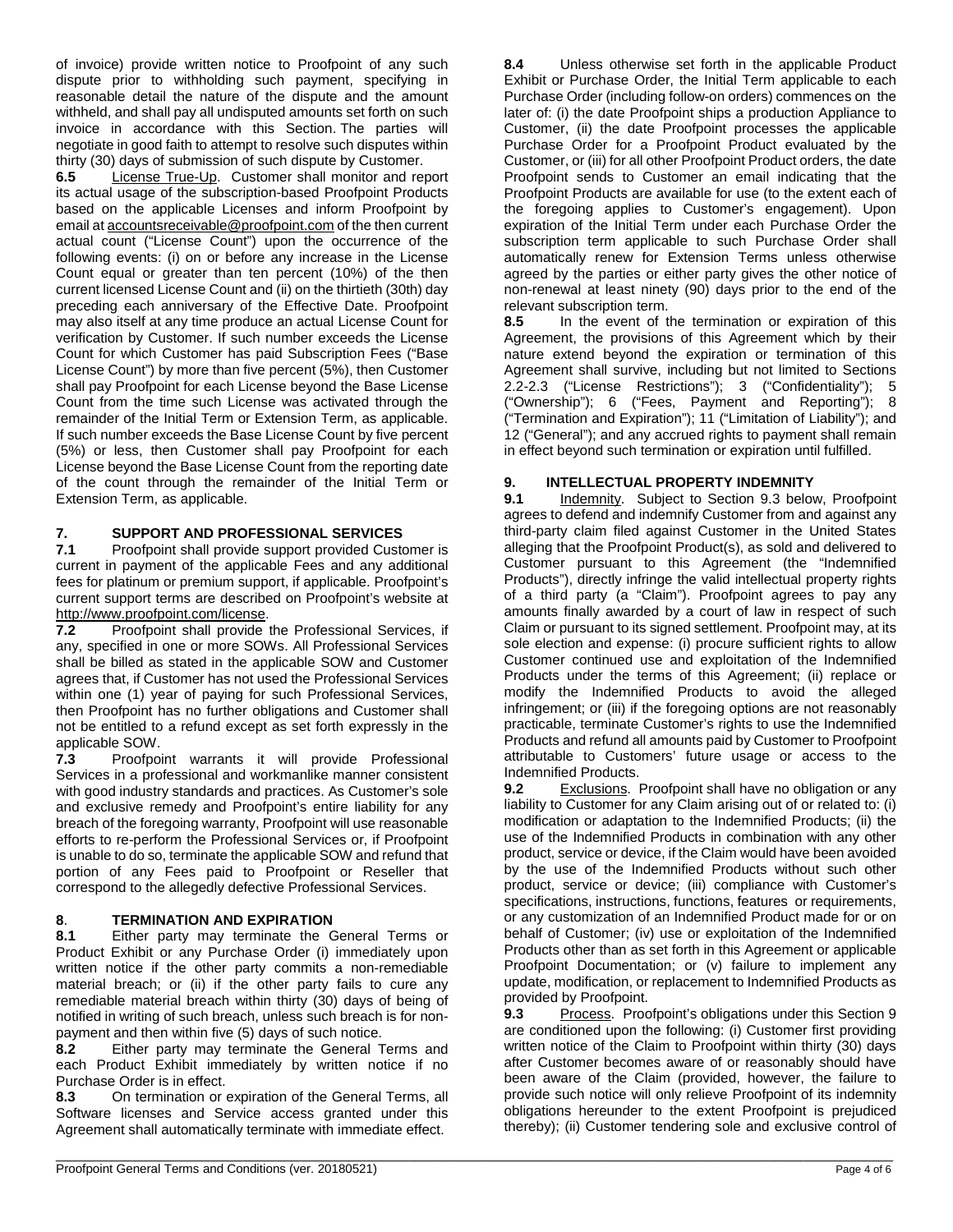of invoice) provide written notice to Proofpoint of any such dispute prior to withholding such payment, specifying in reasonable detail the nature of the dispute and the amount withheld, and shall pay all undisputed amounts set forth on such invoice in accordance with this Section. The parties will negotiate in good faith to attempt to resolve such disputes within thirty (30) days of submission of such dispute by Customer.

**6.5** License True-Up. Customer shall monitor and report its actual usage of the subscription-based Proofpoint Products based on the applicable Licenses and inform Proofpoint by email at accountsreceivable@proofpoint.com of the then current actual count ("License Count") upon the occurrence of the following events: (i) on or before any increase in the License Count equal or greater than ten percent (10%) of the then current licensed License Count and (ii) on the thirtieth (30th) day preceding each anniversary of the Effective Date. Proofpoint may also itself at any time produce an actual License Count for verification by Customer. If such number exceeds the License Count for which Customer has paid Subscription Fees ("Base License Count") by more than five percent (5%), then Customer shall pay Proofpoint for each License beyond the Base License Count from the time such License was activated through the remainder of the Initial Term or Extension Term, as applicable. If such number exceeds the Base License Count by five percent (5%) or less, then Customer shall pay Proofpoint for each License beyond the Base License Count from the reporting date of the count through the remainder of the Initial Term or Extension Term, as applicable.

## 7. SUPPORT AND PROFESSIONAL SERVICES

**7.1** Proofpoint shall provide support provided Customer is current in payment of the applicable Fees and any additional fees for platinum or premium support, if applicable. Proofpoint's current support terms are described on Proofpoint's website at http://www.proofpoint.com/license.

**7.2** Proofpoint shall provide the Professional Services, if any, specified in one or more SOWs. All Professional Services shall be billed as stated in the applicable SOW and Customer agrees that, if Customer has not used the Professional Services within one (1) year of paying for such Professional Services, then Proofpoint has no further obligations and Customer shall not be entitled to a refund except as set forth expressly in the applicable SOW.

**7.3** Proofpoint warrants it will provide Professional Services in a professional and workmanlike manner consistent with good industry standards and practices. As Customer's sole and exclusive remedy and Proofpoint's entire liability for any breach of the foregoing warranty, Proofpoint will use reasonable efforts to re-perform the Professional Services or, if Proofpoint is unable to do so, terminate the applicable SOW and refund that portion of any Fees paid to Proofpoint or Reseller that correspond to the allegedly defective Professional Services.

## 8. TERMINATION AND EXPIRATION

**8.1** Either party may terminate the General Terms or Product Exhibit or any Purchase Order (i) immediately upon written notice if the other party commits a non-remediable material breach; or (ii) if the other party fails to cure any remediable material breach within thirty (30) days of being of notified in writing of such breach, unless such breach is for non-payment and then within five (5) days of such notice.

**8.2** Either party may terminate the General Terms and each Product Exhibit immediately by written notice if no Purchase Order is in effect.

**8.3** On termination or expiration of the General Terms, all Software licenses and Service access granted under this Agreement shall automatically terminate with immediate effect.

**8.4** Unless otherwise set forth in the applicable Product Exhibit or Purchase Order, the Initial Term applicable to each Purchase Order (including follow-on orders) commences on the later of: (i) the date Proofpoint ships a production Appliance to Customer, (ii) the date Proofpoint processes the applicable Purchase Order for a Proofpoint Product evaluated by the Customer, or (iii) for all other Proofpoint Product orders, the date Proofpoint sends to Customer an email indicating that the Proofpoint Products are available for use (to the extent each of the foregoing applies to Customer's engagement). Upon expiration of the Initial Term under each Purchase Order the subscription term applicable to such Purchase Order shall automatically renew for Extension Terms unless otherwise agreed by the parties or either party gives the other notice of non-renewal at least ninety (90) days prior to the end of the relevant subscription term.

**8.5** In the event of the termination or expiration of this Agreement, the provisions of this Agreement which by their nature extend beyond the expiration or termination of this Agreement shall survive, including but not limited to Sections 2.2-2.3 ("License Restrictions"); 3 ("Confidentiality"); 5 ("Ownership"); 6 ("Fees, Payment and Reporting"); 8 ("Termination and Expiration"); 11 ("Limitation of Liability"); and 12 ("General"); and any accrued rights to payment shall remain in effect beyond such termination or expiration until fulfilled.

## 9. INTELLECTUAL PROPERTY INDEMNITY

**9.1** Indemnity. Subject to Section 9.3 below, Proofpoint agrees to defend and indemnify Customer from and against any third-party claim filed against Customer in the United States alleging that the Proofpoint Product(s), as sold and delivered to Customer pursuant to this Agreement (the "Indemnified Products"), directly infringe the valid intellectual property rights of a third party (a "Claim"). Proofpoint agrees to pay any amounts finally awarded by a court of law in respect of such Claim or pursuant to its signed settlement. Proofpoint may, at its sole election and expense: (i) procure sufficient rights to allow Customer continued use and exploitation of the Indemnified Products under the terms of this Agreement; (ii) replace or modify the Indemnified Products to avoid the alleged infringement; or (iii) if the foregoing options are not reasonably practicable, terminate Customer's rights to use the Indemnified Products and refund all amounts paid by Customer to Proofpoint attributable to Customers' future usage or access to the Indemnified Products.

**9.2** Exclusions. Proofpoint shall have no obligation or any liability to Customer for any Claim arising out of or related to: (i) modification or adaptation to the Indemnified Products; (ii) the use of the Indemnified Products in combination with any other product, service or device, if the Claim would have been avoided by the use of the Indemnified Products without such other product, service or device; (iii) compliance with Customer's specifications, instructions, functions, features or requirements, or any customization of an Indemnified Product made for or on behalf of Customer; (iv) use or exploitation of the Indemnified Products other than as set forth in this Agreement or applicable Proofpoint Documentation; or (v) failure to implement any update, modification, or replacement to Indemnified Products as provided by Proofpoint.

**9.3** Process. Proofpoint's obligations under this Section 9 are conditioned upon the following: (i) Customer first providing written notice of the Claim to Proofpoint within thirty (30) days after Customer becomes aware of or reasonably should have been aware of the Claim (provided, however, the failure to provide such notice will only relieve Proofpoint of its indemnity obligations hereunder to the extent Proofpoint is prejudiced thereby); (ii) Customer tendering sole and exclusive control of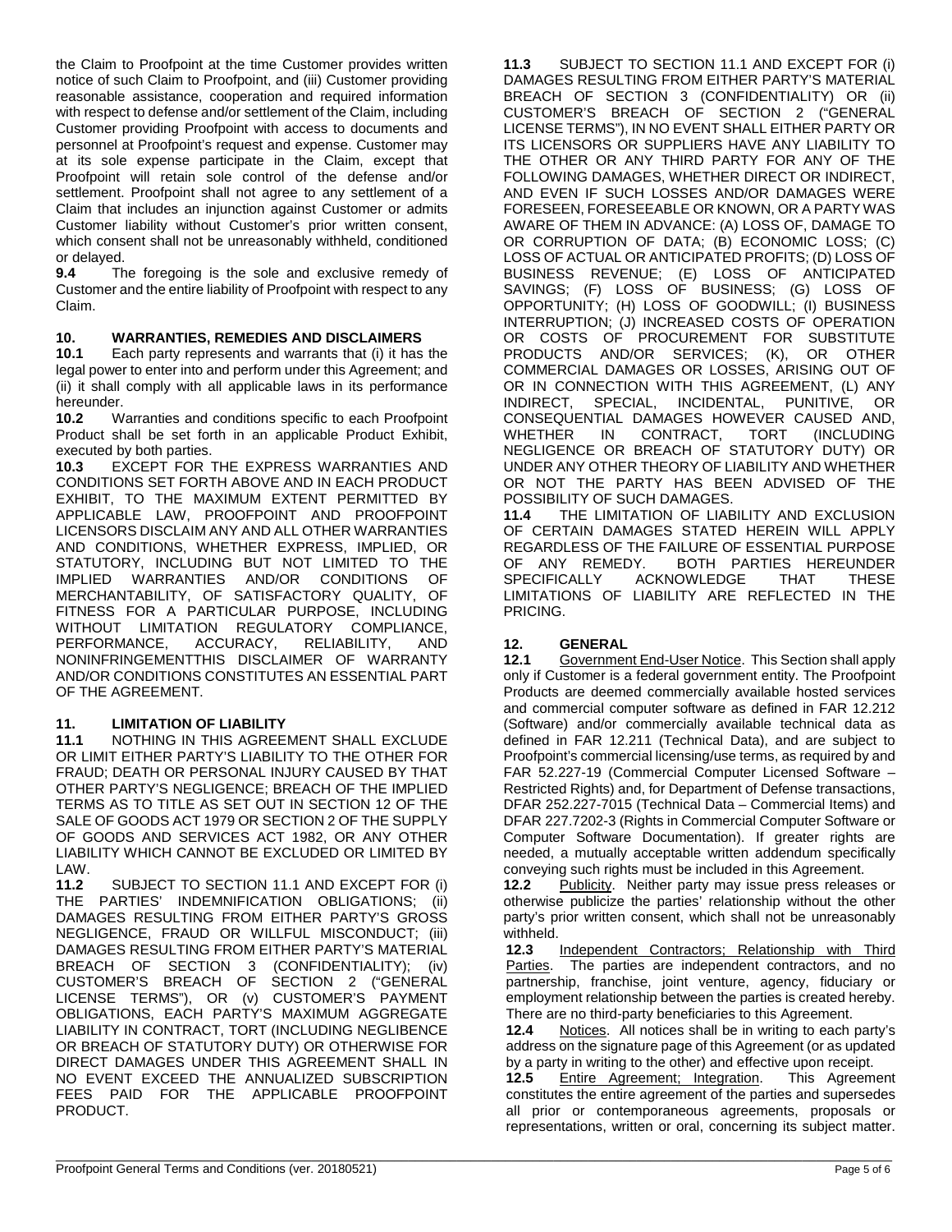the Claim to Proofpoint at the time Customer provides written notice of such Claim to Proofpoint, and (iii) Customer providing reasonable assistance, cooperation and required information with respect to defense and/or settlement of the Claim, including Customer providing Proofpoint with access to documents and personnel at Proofpoint's request and expense. Customer may at its sole expense participate in the Claim, except that Proofpoint will retain sole control of the defense and/or settlement. Proofpoint shall not agree to any settlement of a Claim that includes an injunction against Customer or admits Customer liability without Customer's prior written consent, which consent shall not be unreasonably withheld, conditioned or delayed.

**9.4** The foregoing is the sole and exclusive remedy of Customer and the entire liability of Proofpoint with respect to any Claim.

## 10. WARRANTIES, REMEDIES AND DISCLAIMERS

**10.1** Each party represents and warrants that (i) it has the legal power to enter into and perform under this Agreement; and (ii) it shall comply with all applicable laws in its performance hereunder.

**10.2** Warranties and conditions specific to each Proofpoint Product shall be set forth in an applicable Product Exhibit, executed by both parties.

**10.3** EXCEPT FOR THE EXPRESS WARRANTIES AND CONDITIONS SET FORTH ABOVE AND IN EACH PRODUCT EXHIBIT, TO THE MAXIMUM EXTENT PERMITTED BY APPLICABLE LAW, PROOFPOINT AND PROOFPOINT LICENSORS DISCLAIM ANY AND ALL OTHER WARRANTIES AND CONDITIONS, WHETHER EXPRESS, IMPLIED, OR STATUTORY, INCLUDING BUT NOT LIMITED TO THE IMPLIED WARRANTIES AND/OR CONDITIONS OF MERCHANTABILITY, OF SATISFACTORY QUALITY, OF FITNESS FOR A PARTICULAR PURPOSE, INCLUDING WITHOUT LIMITATION REGULATORY COMPLIANCE, PERFORMANCE, ACCURACY, RELIABILITY, AND NONINFRINGEMENTTHIS DISCLAIMER OF WARRANTY AND/OR CONDITIONS CONSTITUTES AN ESSENTIAL PART OF THE AGREEMENT.

## 11. LIMITATION OF LIABILITY

**11.1** NOTHING IN THIS AGREEMENT SHALL EXCLUDE OR LIMIT EITHER PARTY'S LIABILITY TO THE OTHER FOR FRAUD; DEATH OR PERSONAL INJURY CAUSED BY THAT OTHER PARTY'S NEGLIGENCE; BREACH OF THE IMPLIED TERMS AS TO TITLE AS SET OUT IN SECTION 12 OF THE SALE OF GOODS ACT 1979 OR SECTION 2 OF THE SUPPLY OF GOODS AND SERVICES ACT 1982, OR ANY OTHER LIABILITY WHICH CANNOT BE EXCLUDED OR LIMITED BY LAW.

**11.2** SUBJECT TO SECTION 11.1 AND EXCEPT FOR (i) THE PARTIES' INDEMNIFICATION OBLIGATIONS; (ii) DAMAGES RESULTING FROM EITHER PARTY'S GROSS NEGLIGENCE, FRAUD OR WILLFUL MISCONDUCT; (iii) DAMAGES RESULTING FROM EITHER PARTY'S MATERIAL BREACH OF SECTION 3 (CONFIDENTIALITY); (iv) CUSTOMER'S BREACH OF SECTION 2 ("GENERAL LICENSE TERMS"), OR (v) CUSTOMER'S PAYMENT OBLIGATIONS, EACH PARTY'S MAXIMUM AGGREGATE LIABILITY IN CONTRACT, TORT (INCLUDING NEGLIBENCE OR BREACH OF STATUTORY DUTY) OR OTHERWISE FOR DIRECT DAMAGES UNDER THIS AGREEMENT SHALL IN NO EVENT EXCEED THE ANNUALIZED SUBSCRIPTION FEES PAID FOR THE APPLICABLE PROOFPOINT PRODUCT.

**11.3** SUBJECT TO SECTION 11.1 AND EXCEPT FOR (i) DAMAGES RESULTING FROM EITHER PARTY'S MATERIAL BREACH OF SECTION 3 (CONFIDENTIALITY) OR (ii) CUSTOMER'S BREACH OF SECTION 2 ("GENERAL LICENSE TERMS"), IN NO EVENT SHALL EITHER PARTY OR ITS LICENSORS OR SUPPLIERS HAVE ANY LIABILITY TO THE OTHER OR ANY THIRD PARTY FOR ANY OF THE FOLLOWING DAMAGES, WHETHER DIRECT OR INDIRECT, AND EVEN IF SUCH LOSSES AND/OR DAMAGES WERE FORESEEN, FORESEEABLE OR KNOWN, OR A PARTY WAS AWARE OF THEM IN ADVANCE: (A) LOSS OF, DAMAGE TO OR CORRUPTION OF DATA; (B) ECONOMIC LOSS; (C) LOSS OF ACTUAL OR ANTICIPATED PROFITS; (D) LOSS OF BUSINESS REVENUE; (E) LOSS OF ANTICIPATED SAVINGS; (F) LOSS OF BUSINESS; (G) LOSS OF OPPORTUNITY; (H) LOSS OF GOODWILL; (I) BUSINESS INTERRUPTION; (J) INCREASED COSTS OF OPERATION OR COSTS OF PROCUREMENT FOR SUBSTITUTE PRODUCTS AND/OR SERVICES; (K), OR OTHER COMMERCIAL DAMAGES OR LOSSES, ARISING OUT OF OR IN CONNECTION WITH THIS AGREEMENT, (L) ANY INDIRECT, SPECIAL, INCIDENTAL, PUNITIVE, OR CONSEQUENTIAL DAMAGES HOWEVER CAUSED AND, WHETHER IN CONTRACT, TORT (INCLUDING NEGLIGENCE OR BREACH OF STATUTORY DUTY) OR UNDER ANY OTHER THEORY OF LIABILITY AND WHETHER OR NOT THE PARTY HAS BEEN ADVISED OF THE POSSIBILITY OF SUCH DAMAGES.

**11.4** THE LIMITATION OF LIABILITY AND EXCLUSION OF CERTAIN DAMAGES STATED HEREIN WILL APPLY REGARDLESS OF THE FAILURE OF ESSENTIAL PURPOSE OF ANY REMEDY. BOTH PARTIES HEREUNDER SPECIFICALLY ACKNOWLEDGE THAT THESE LIMITATIONS OF LIABILITY ARE REFLECTED IN THE PRICING.

## 12. GENERAL

**12.1** Government End-User Notice. This Section shall apply only if Customer is a federal government entity. The Proofpoint Products are deemed commercially available hosted services and commercial computer software as defined in FAR 12.212 (Software) and/or commercially available technical data as defined in FAR 12.211 (Technical Data), and are subject to Proofpoint's commercial licensing/use terms, as required by and FAR 52.227-19 (Commercial Computer Licensed Software – Restricted Rights) and, for Department of Defense transactions, DFAR 252.227-7015 (Technical Data – Commercial Items) and DFAR 227.7202-3 (Rights in Commercial Computer Software or Computer Software Documentation). If greater rights are needed, a mutually acceptable written addendum specifically conveying such rights must be included in this Agreement.

**12.2** Publicity. Neither party may issue press releases or otherwise publicize the parties' relationship without the other party's prior written consent, which shall not be unreasonably withheld.

**12.3** Independent Contractors; Relationship with Third Parties. The parties are independent contractors, and no partnership, franchise, joint venture, agency, fiduciary or employment relationship between the parties is created hereby. There are no third-party beneficiaries to this Agreement.

**12.4** Notices. All notices shall be in writing to each party's address on the signature page of this Agreement (or as updated by a party in writing to the other) and effective upon receipt.

**12.5** Entire Agreement; Integration. This Agreement constitutes the entire agreement of the parties and supersedes all prior or contemporaneous agreements, proposals or representations, written or oral, concerning its subject matter.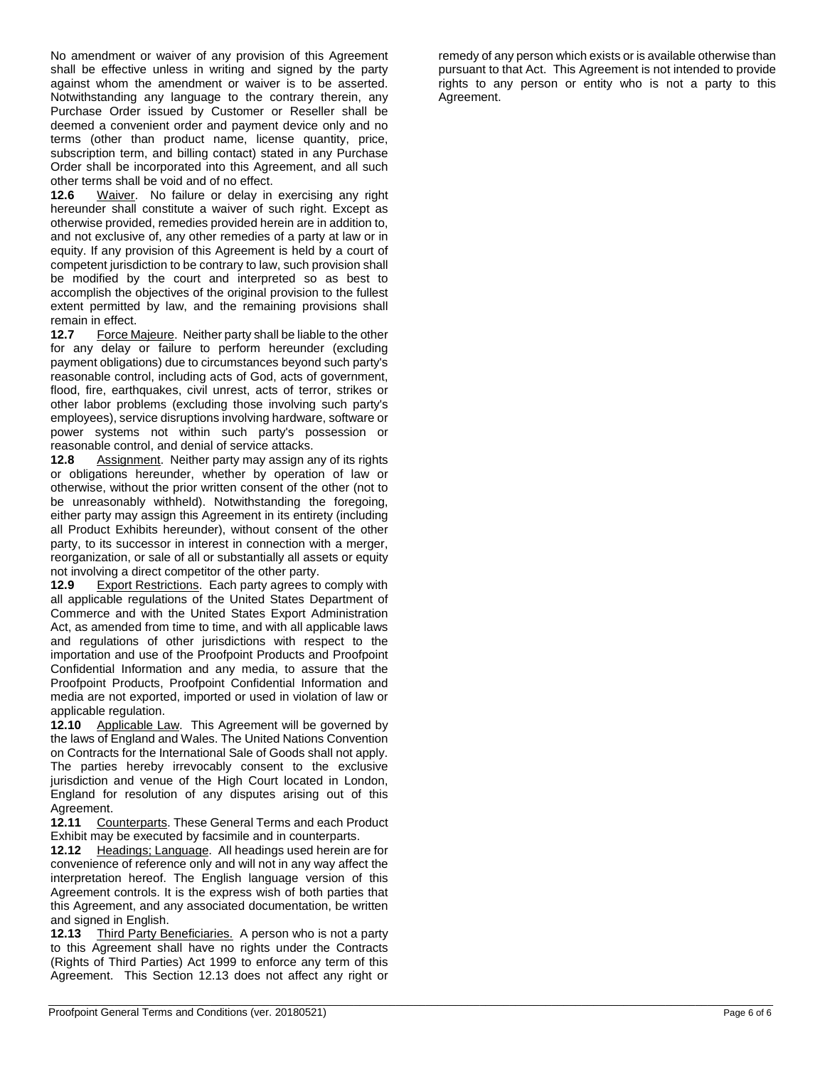No amendment or waiver of any provision of this Agreement shall be effective unless in writing and signed by the party against whom the amendment or waiver is to be asserted. Notwithstanding any language to the contrary therein, any Purchase Order issued by Customer or Reseller shall be deemed a convenient order and payment device only and no terms (other than product name, license quantity, price, subscription term, and billing contact) stated in any Purchase Order shall be incorporated into this Agreement, and all such other terms shall be void and of no effect.

**12.6** Waiver. No failure or delay in exercising any right hereunder shall constitute a waiver of such right. Except as otherwise provided, remedies provided herein are in addition to, and not exclusive of, any other remedies of a party at law or in equity. If any provision of this Agreement is held by a court of competent jurisdiction to be contrary to law, such provision shall be modified by the court and interpreted so as best to accomplish the objectives of the original provision to the fullest extent permitted by law, and the remaining provisions shall remain in effect.

**12.7** Force Majeure. Neither party shall be liable to the other for any delay or failure to perform hereunder (excluding payment obligations) due to circumstances beyond such party's reasonable control, including acts of God, acts of government, flood, fire, earthquakes, civil unrest, acts of terror, strikes or other labor problems (excluding those involving such party's employees), service disruptions involving hardware, software or power systems not within such party's possession or reasonable control, and denial of service attacks.

**12.8** Assignment. Neither party may assign any of its rights or obligations hereunder, whether by operation of law or otherwise, without the prior written consent of the other (not to be unreasonably withheld). Notwithstanding the foregoing, either party may assign this Agreement in its entirety (including all Product Exhibits hereunder), without consent of the other party, to its successor in interest in connection with a merger, reorganization, or sale of all or substantially all assets or equity not involving a direct competitor of the other party.

**12.9** Export Restrictions. Each party agrees to comply with all applicable regulations of the United States Department of Commerce and with the United States Export Administration Act, as amended from time to time, and with all applicable laws and regulations of other jurisdictions with respect to the importation and use of the Proofpoint Products and Proofpoint Confidential Information and any media, to assure that the Proofpoint Products, Proofpoint Confidential Information and media are not exported, imported or used in violation of law or applicable regulation.

**12.10** Applicable Law. This Agreement will be governed by the laws of England and Wales. The United Nations Convention on Contracts for the International Sale of Goods shall not apply. The parties hereby irrevocably consent to the exclusive jurisdiction and venue of the High Court located in London, England for resolution of any disputes arising out of this Agreement.

**12.11** Counterparts. These General Terms and each Product Exhibit may be executed by facsimile and in counterparts.

**12.12** Headings; Language. All headings used herein are for convenience of reference only and will not in any way affect the interpretation hereof. The English language version of this Agreement controls. It is the express wish of both parties that this Agreement, and any associated documentation, be written and signed in English.

**12.13** Third Party Beneficiaries. A person who is not a party to this Agreement shall have no rights under the Contracts (Rights of Third Parties) Act 1999 to enforce any term of this Agreement. This Section 12.13 does not affect any right or remedy of any person which exists or is available otherwise than pursuant to that Act. This Agreement is not intended to provide rights to any person or entity who is not a party to this Agreement.